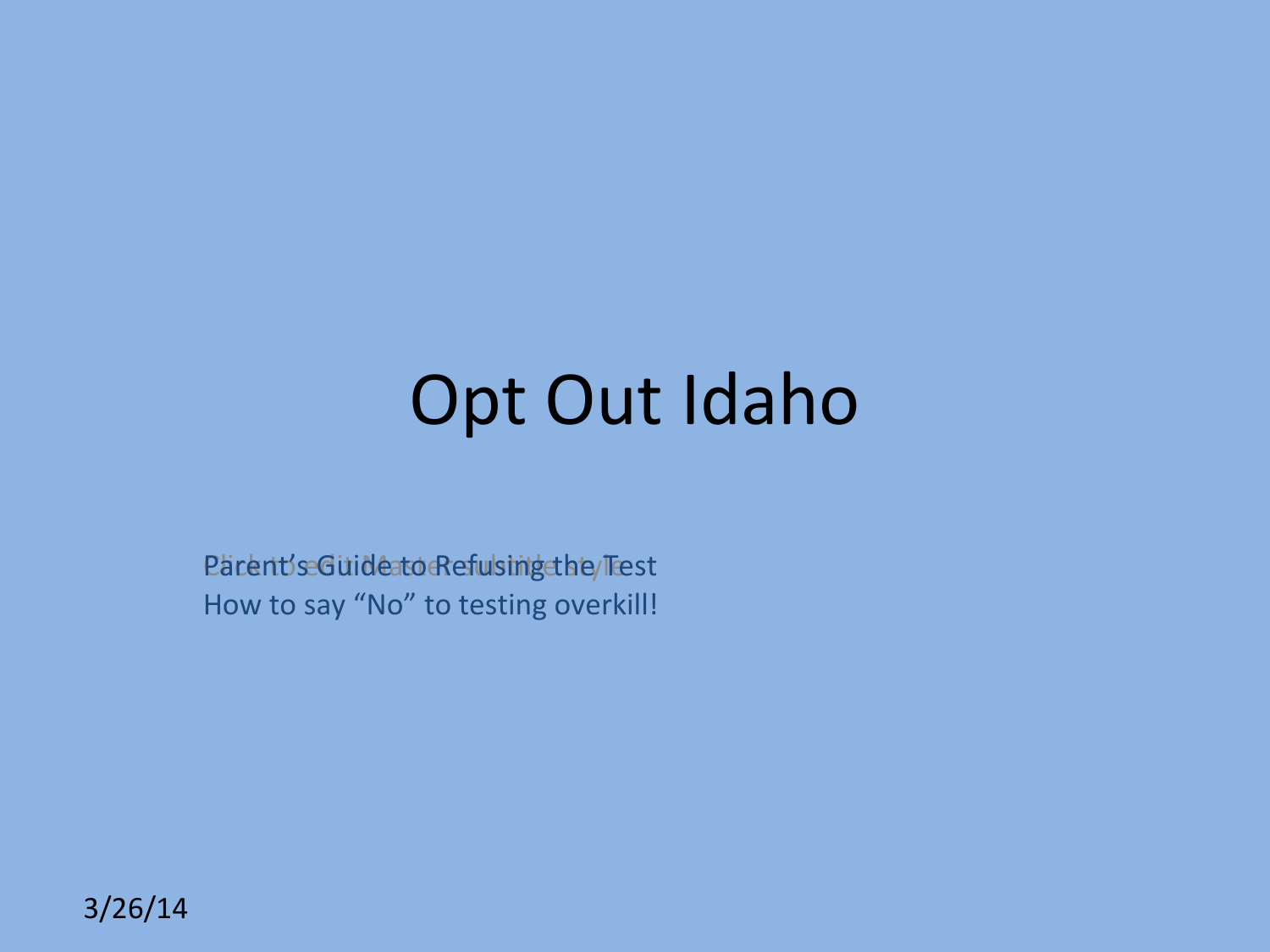# Opt Out Idaho

Parent's Guide to Refusing the Test
How to say "No" to testing overkill!

3/26/14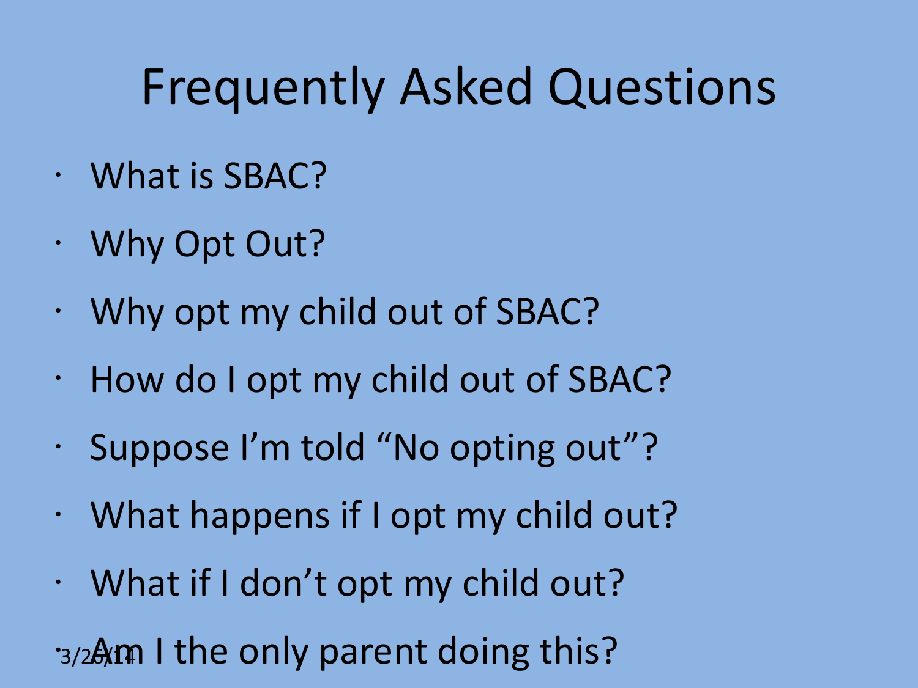# Frequently Asked Questions

- What is SBAC?
- Why Opt Out?
- Why opt my child out of SBAC?
- How do I opt my child out of SBAC?
- Suppose I'm told "No opting out"?
- What happens if I opt my child out?
- What if I don't opt my child out?
- Am I the only parent doing this?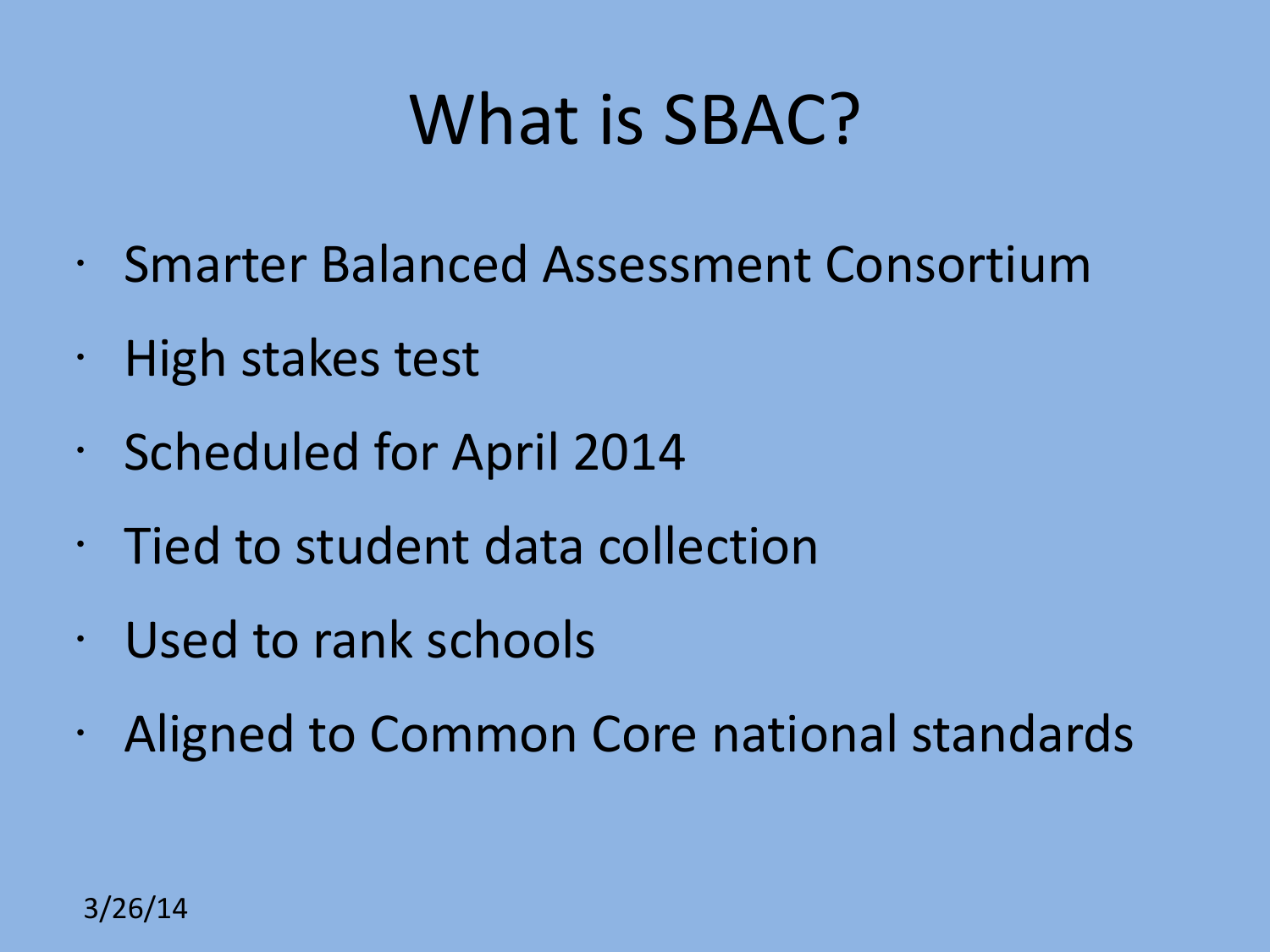# What is SBAC?

- Smarter Balanced Assessment Consortium
- High stakes test
- Scheduled for April 2014
- Tied to student data collection
- Used to rank schools
- Aligned to Common Core national standards

3/26/14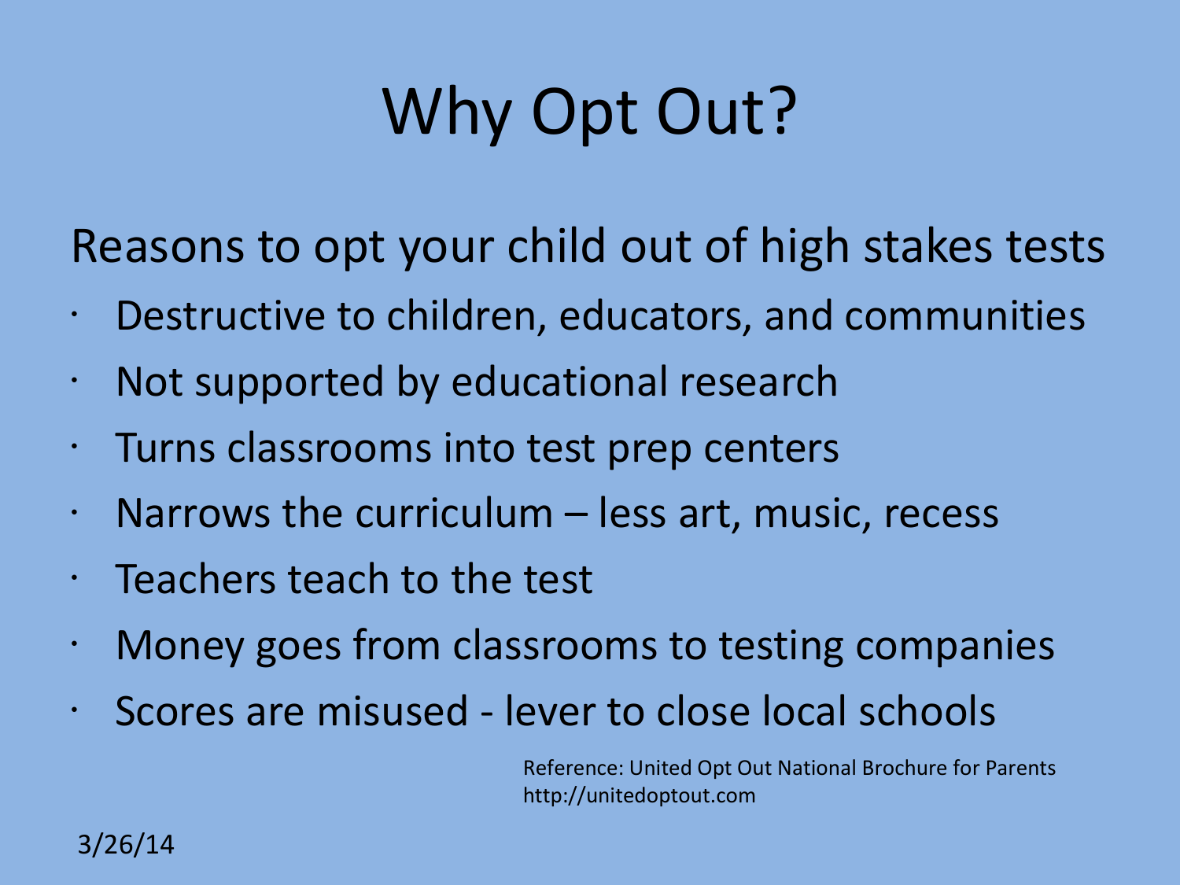# Why Opt Out?

Reasons to opt your child out of high stakes tests

- Destructive to children, educators, and communities
- Not supported by educational research
- Turns classrooms into test prep centers
- Narrows the curriculum – less art, music, recess
- Teachers teach to the test
- Money goes from classrooms to testing companies
- Scores are misused - lever to close local schools

Reference: United Opt Out National Brochure for Parents
http://unitedoptout.com

3/26/14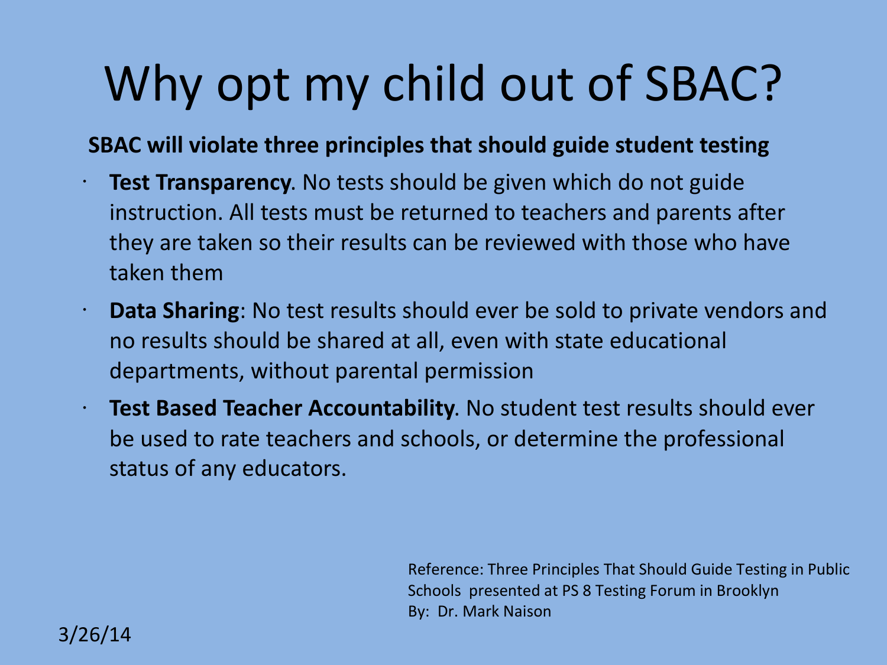# Why opt my child out of SBAC?

**SBAC will violate three principles that should guide student testing**

- **Test Transparency**. No tests should be given which do not guide instruction. All tests must be returned to teachers and parents after they are taken so their results can be reviewed with those who have taken them
- **Data Sharing**: No test results should ever be sold to private vendors and no results should be shared at all, even with state educational departments, without parental permission
- **Test Based Teacher Accountability**. No student test results should ever be used to rate teachers and schools, or determine the professional status of any educators.

Reference: Three Principles That Should Guide Testing in Public Schools presented at PS 8 Testing Forum in Brooklyn
By: Dr. Mark Naison

3/26/14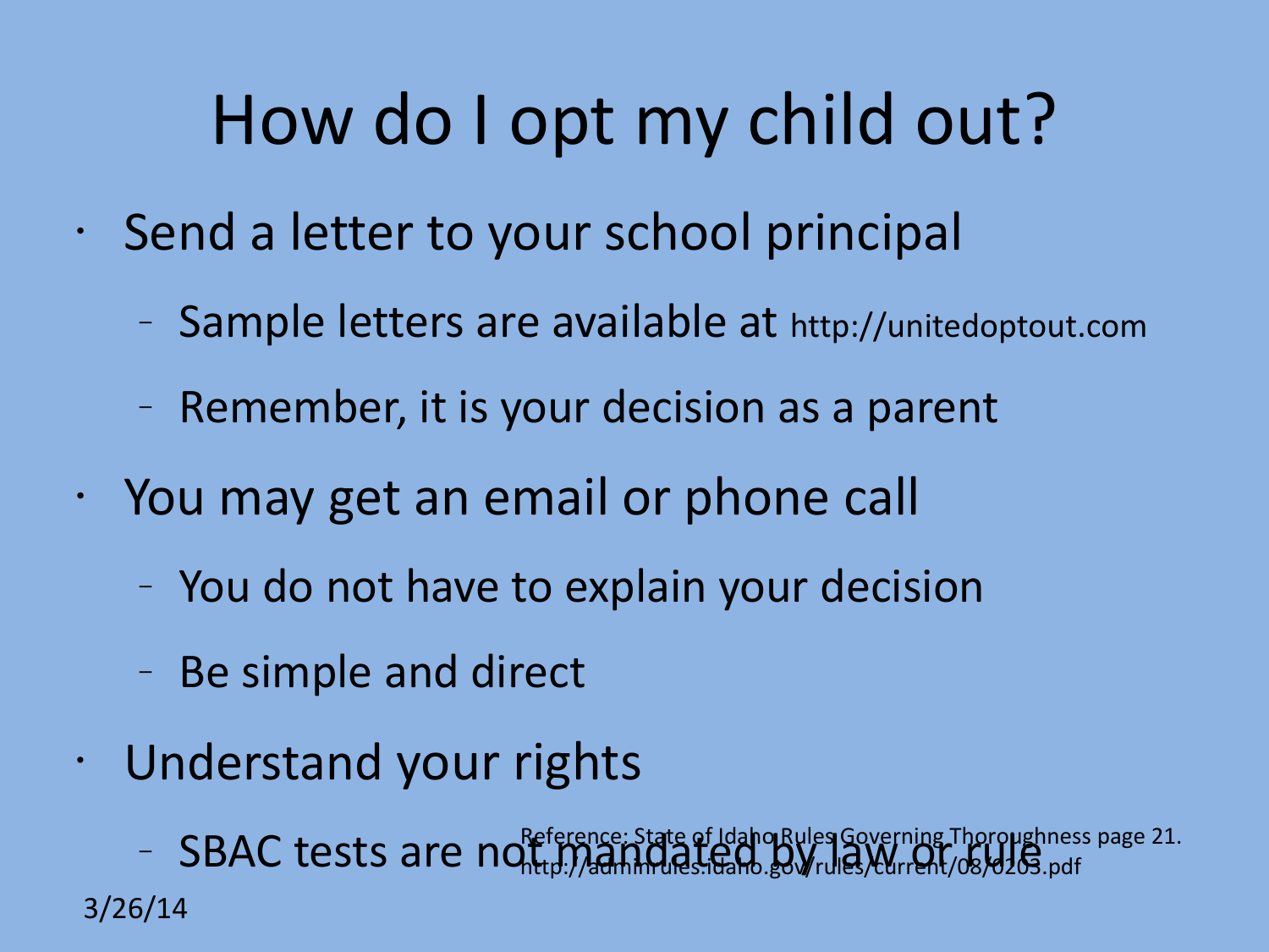# How do I opt my child out?

- Send a letter to your school principal
  - Sample letters are available at http://unitedoptout.com
  - Remember, it is your decision as a parent
- You may get an email or phone call
  - You do not have to explain your decision
  - Be simple and direct
- Understand your rights
  - SBAC tests are not mandated by law or rule

Reference: State of Idaho Rules Governing Thoroughness page 21. http://adminrules.idaho.gov/rules/current/08/0203.pdf

3/26/14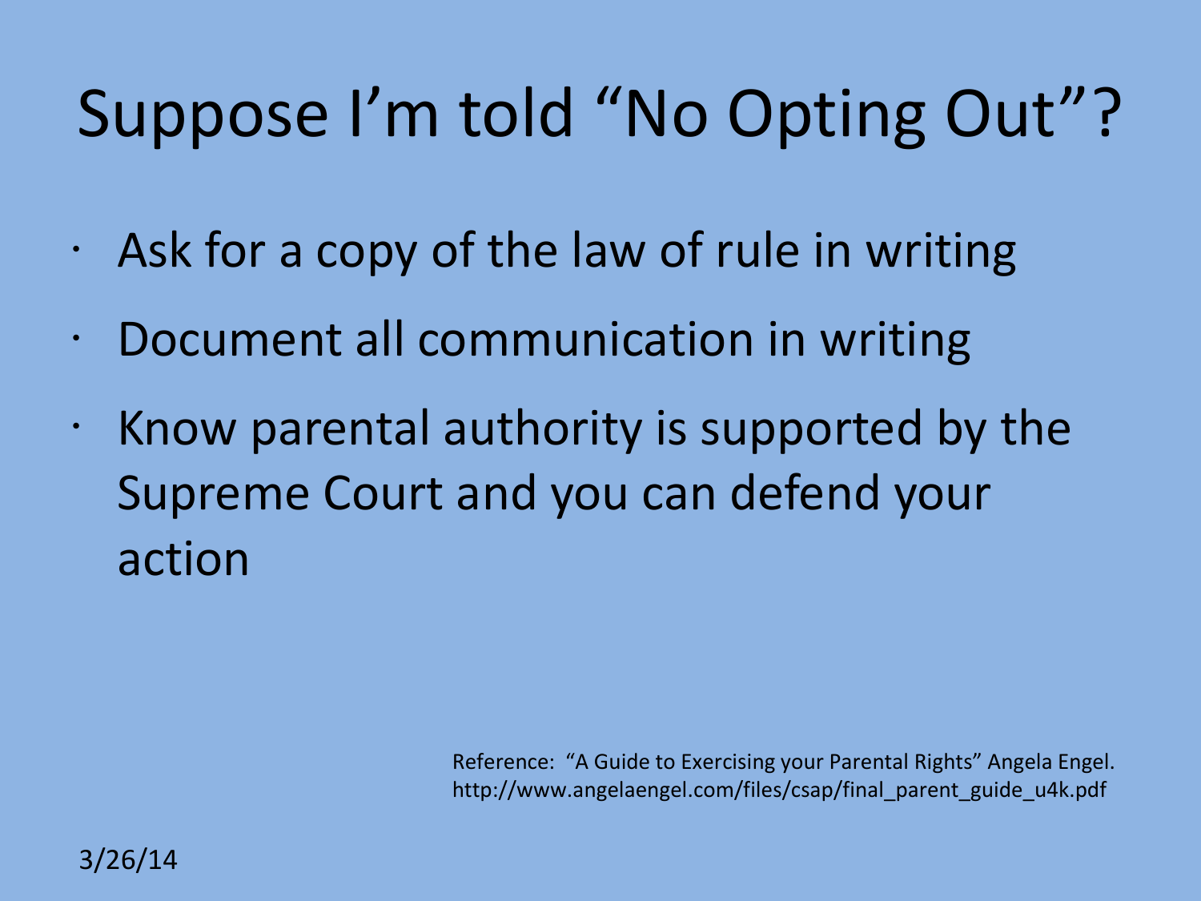# Suppose I'm told "No Opting Out"?

- Ask for a copy of the law of rule in writing
- Document all communication in writing
- Know parental authority is supported by the Supreme Court and you can defend your action

Reference: "A Guide to Exercising your Parental Rights" Angela Engel. http://www.angelaengel.com/files/csap/final_parent_guide_u4k.pdf

3/26/14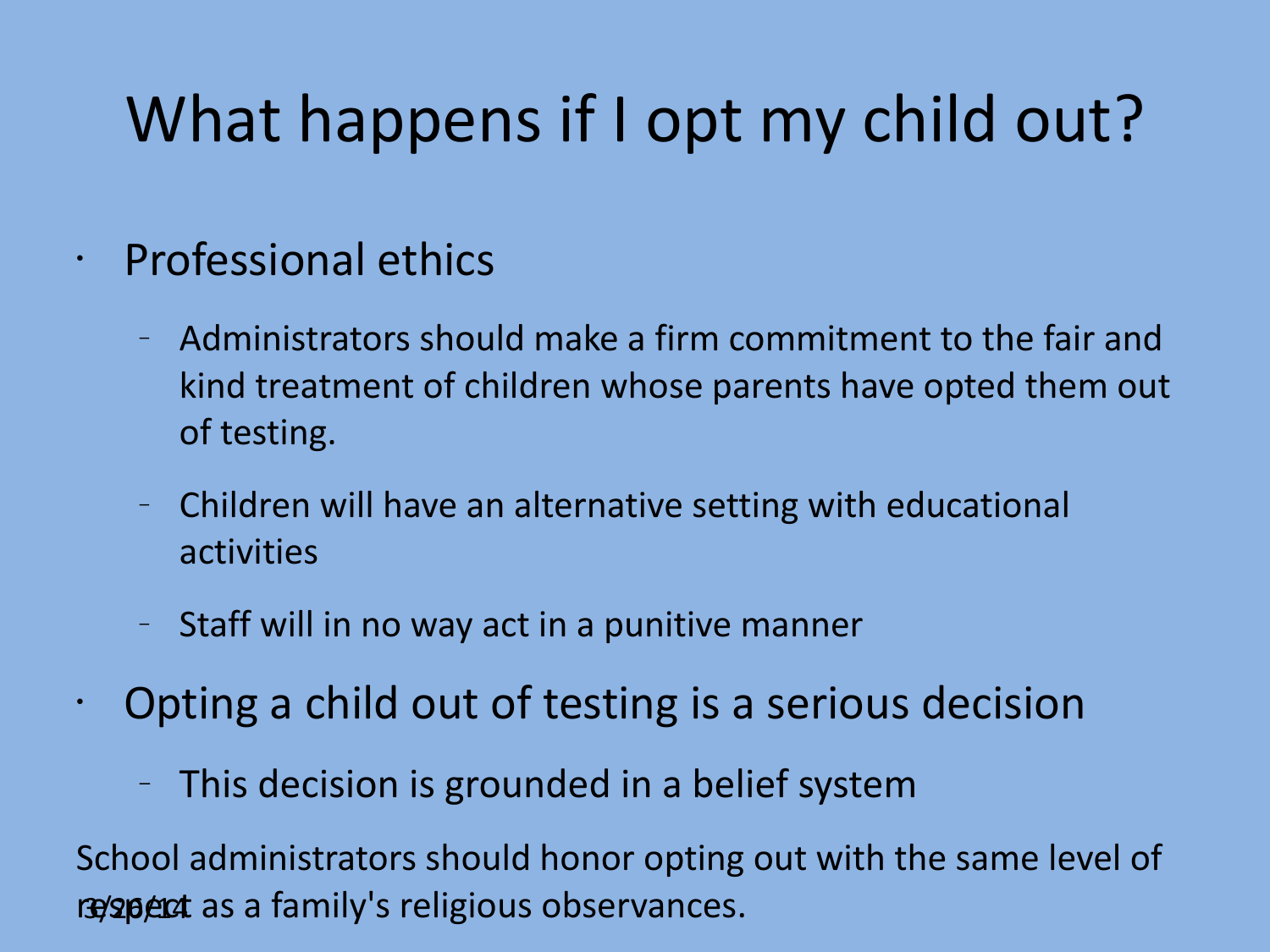# What happens if I opt my child out?

- Professional ethics
  - Administrators should make a firm commitment to the fair and kind treatment of children whose parents have opted them out of testing.
  - Children will have an alternative setting with educational activities
  - Staff will in no way act in a punitive manner
- Opting a child out of testing is a serious decision
  - This decision is grounded in a belief system

School administrators should honor opting out with the same level of respect as a family's religious observances.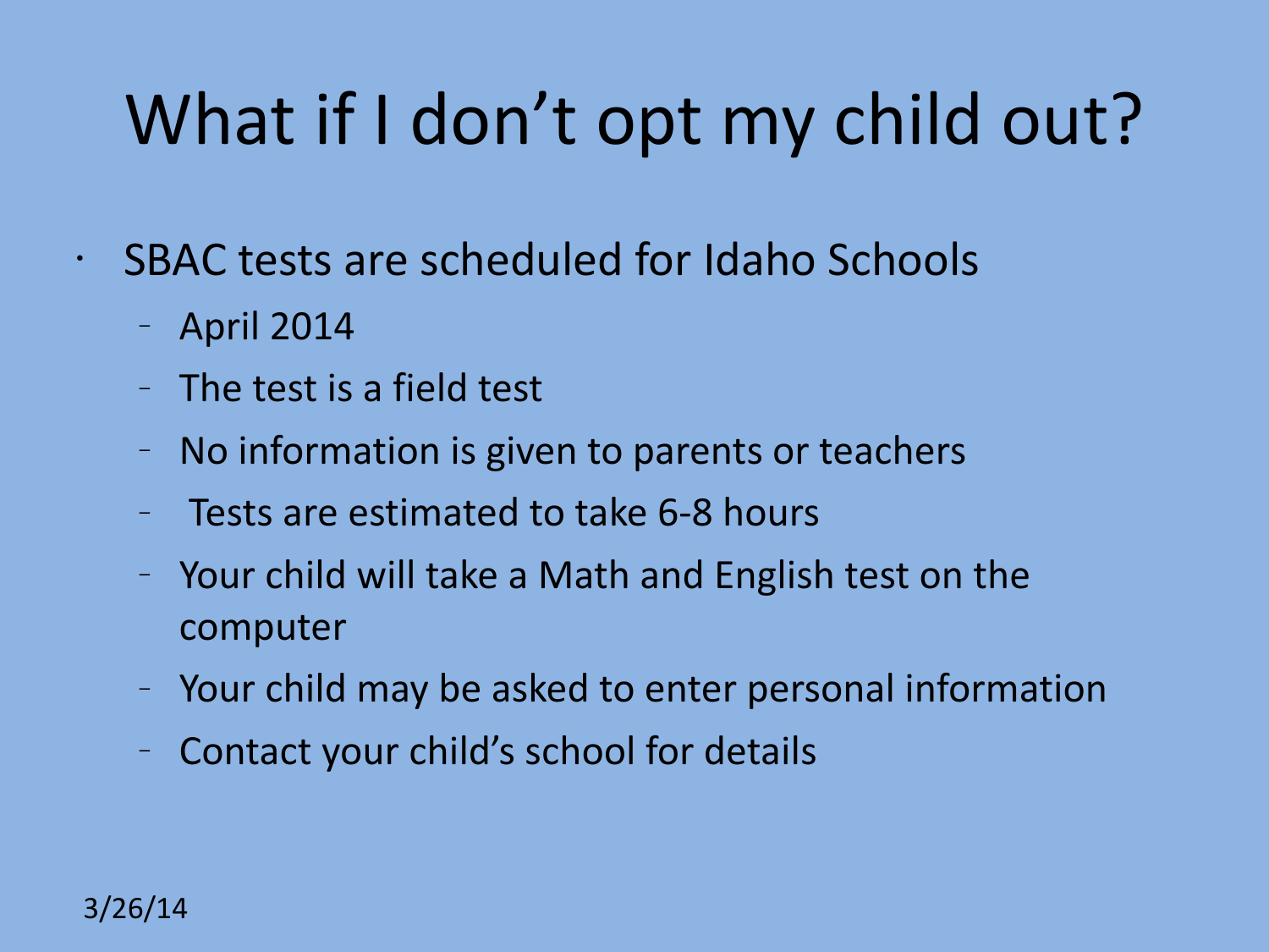# What if I don't opt my child out?

- SBAC tests are scheduled for Idaho Schools
  - April 2014
  - The test is a field test
  - No information is given to parents or teachers
  - Tests are estimated to take 6-8 hours
  - Your child will take a Math and English test on the computer
  - Your child may be asked to enter personal information
  - Contact your child's school for details

3/26/14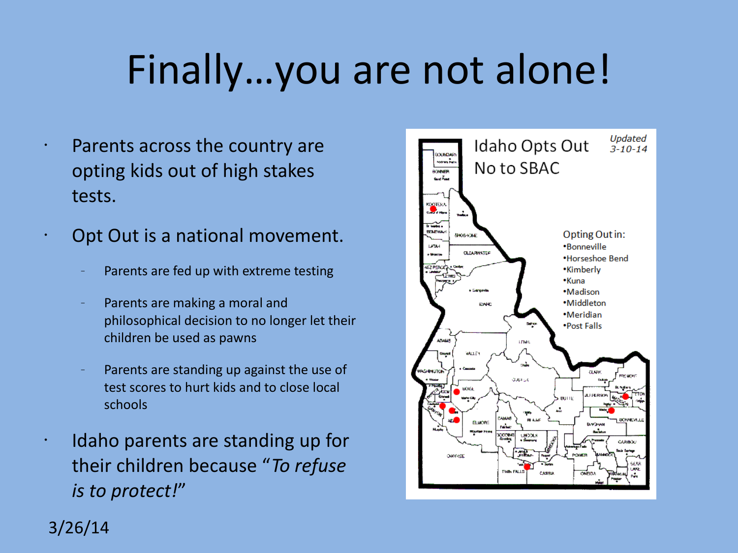# Finally…you are not alone!

- Parents across the country are opting kids out of high stakes tests.
- Opt Out is a national movement.
  - Parents are fed up with extreme testing
  - Parents are making a moral and philosophical decision to no longer let their children be used as pawns
  - Parents are standing up against the use of test scores to hurt kids and to close local schools
- Idaho parents are standing up for their children because "*To refuse is to protect!*"

Idaho Opts Out
No to SBAC

*Updated 3-10-14*

Opting Out in:
- Bonneville
- Horseshoe Bend
- Kimberly
- Kuna
- Madison
- Middleton
- Meridian
- Post Falls

3/26/14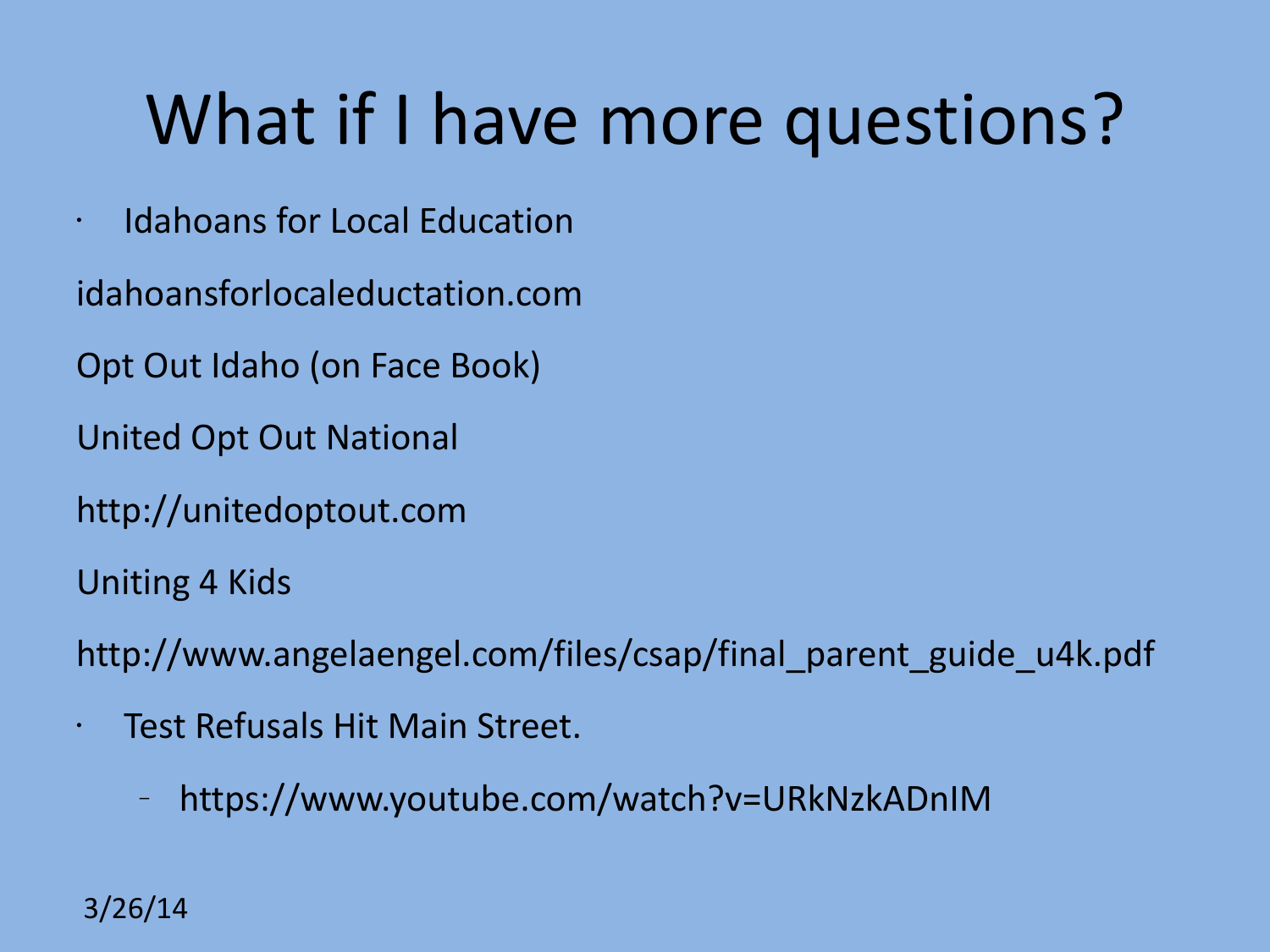# What if I have more questions?

- Idahoans for Local Education

idahoansforlocaleductation.com

Opt Out Idaho (on Face Book)

United Opt Out National

http://unitedoptout.com

Uniting 4 Kids

http://www.angelaengel.com/files/csap/final_parent_guide_u4k.pdf

- Test Refusals Hit Main Street.
  - https://www.youtube.com/watch?v=URkNzkADnIM

3/26/14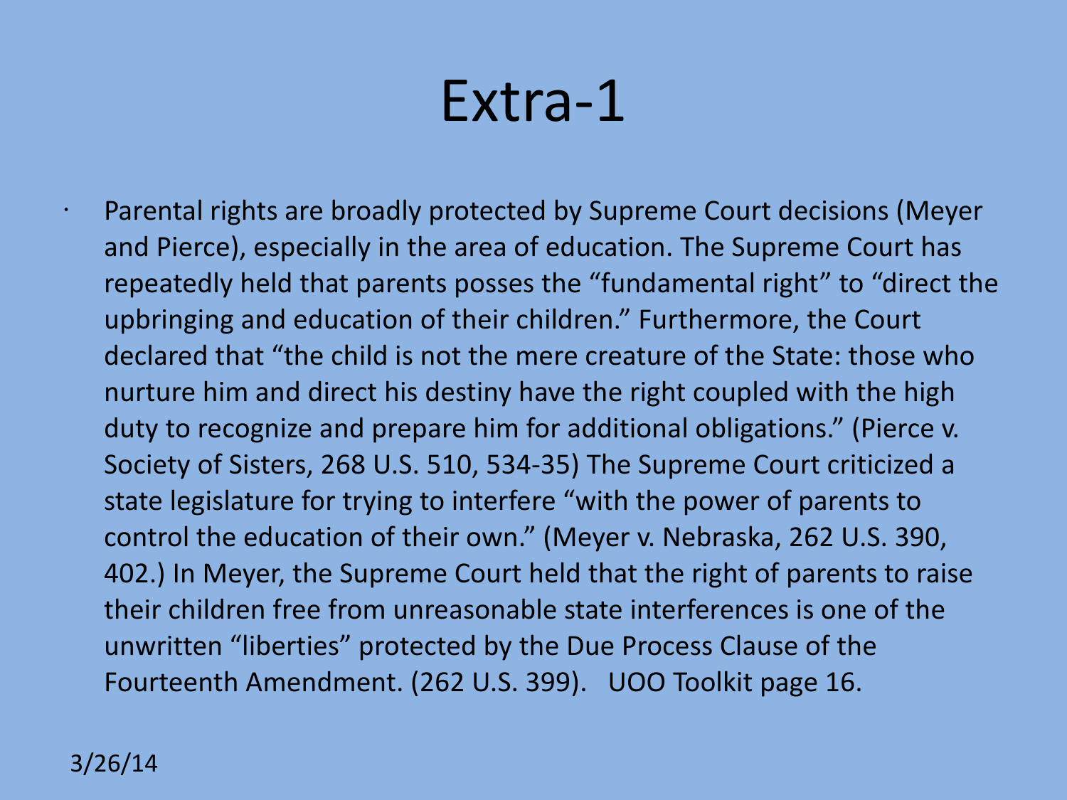# Extra-1

- Parental rights are broadly protected by Supreme Court decisions (Meyer and Pierce), especially in the area of education. The Supreme Court has repeatedly held that parents posses the "fundamental right" to "direct the upbringing and education of their children." Furthermore, the Court declared that "the child is not the mere creature of the State: those who nurture him and direct his destiny have the right coupled with the high duty to recognize and prepare him for additional obligations." (Pierce v. Society of Sisters, 268 U.S. 510, 534-35) The Supreme Court criticized a state legislature for trying to interfere "with the power of parents to control the education of their own." (Meyer v. Nebraska, 262 U.S. 390, 402.) In Meyer, the Supreme Court held that the right of parents to raise their children free from unreasonable state interferences is one of the unwritten "liberties" protected by the Due Process Clause of the Fourteenth Amendment. (262 U.S. 399). UOO Toolkit page 16.

3/26/14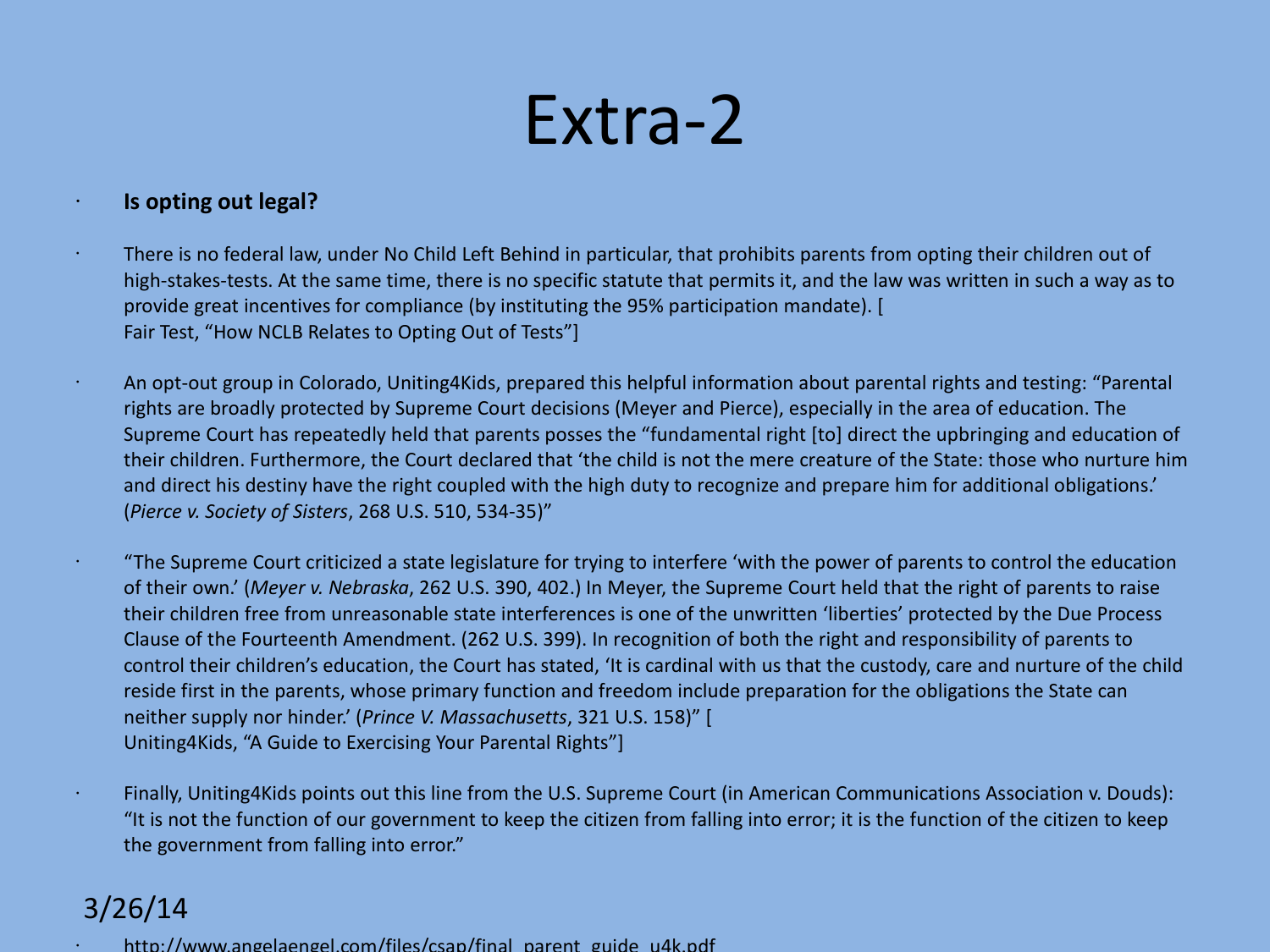# Extra-2

- **Is opting out legal?**

- There is no federal law, under No Child Left Behind in particular, that prohibits parents from opting their children out of high-stakes-tests. At the same time, there is no specific statute that permits it, and the law was written in such a way as to provide great incentives for compliance (by instituting the 95% participation mandate). [
Fair Test, "How NCLB Relates to Opting Out of Tests"]

- An opt-out group in Colorado, Uniting4Kids, prepared this helpful information about parental rights and testing: "Parental rights are broadly protected by Supreme Court decisions (Meyer and Pierce), especially in the area of education. The Supreme Court has repeatedly held that parents posses the "fundamental right [to] direct the upbringing and education of their children. Furthermore, the Court declared that 'the child is not the mere creature of the State: those who nurture him and direct his destiny have the right coupled with the high duty to recognize and prepare him for additional obligations.' (*Pierce v. Society of Sisters*, 268 U.S. 510, 534-35)"

- "The Supreme Court criticized a state legislature for trying to interfere 'with the power of parents to control the education of their own.' (*Meyer v. Nebraska*, 262 U.S. 390, 402.) In Meyer, the Supreme Court held that the right of parents to raise their children free from unreasonable state interferences is one of the unwritten 'liberties' protected by the Due Process Clause of the Fourteenth Amendment. (262 U.S. 399). In recognition of both the right and responsibility of parents to control their children's education, the Court has stated, 'It is cardinal with us that the custody, care and nurture of the child reside first in the parents, whose primary function and freedom include preparation for the obligations the State can neither supply nor hinder.' (*Prince V. Massachusetts*, 321 U.S. 158)" [
Uniting4Kids, "A Guide to Exercising Your Parental Rights"]

- Finally, Uniting4Kids points out this line from the U.S. Supreme Court (in American Communications Association v. Douds): "It is not the function of our government to keep the citizen from falling into error; it is the function of the citizen to keep the government from falling into error."

3/26/14

- http://www.angelaengel.com/files/csap/final_parent_guide_u4k.pdf